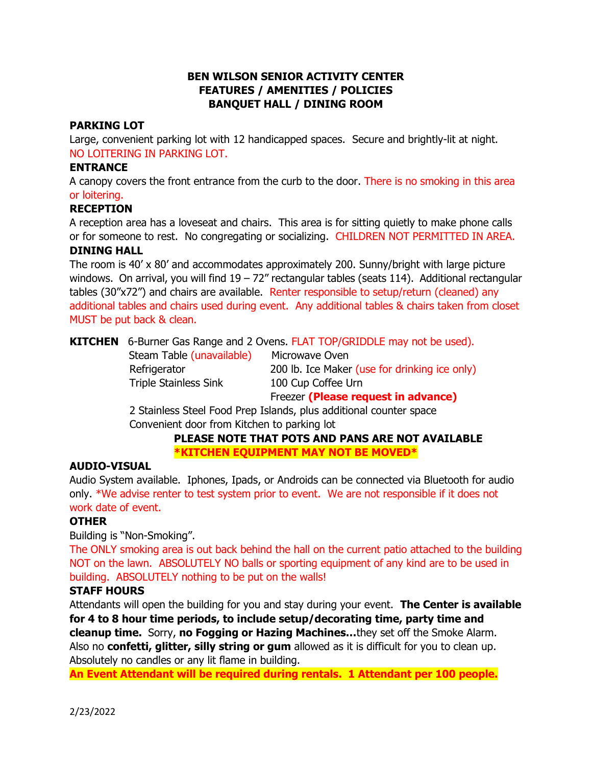# BEN WILSON SENIOR ACTIVITY CENTER
# FEATURES / AMENITIES / POLICIES
# BANQUET HALL / DINING ROOM

### PARKING LOT

Large, convenient parking lot with 12 handicapped spaces. Secure and brightly-lit at night. NO LOITERING IN PARKING LOT.

### ENTRANCE

A canopy covers the front entrance from the curb to the door. There is no smoking in this area or loitering.

### RECEPTION

A reception area has a loveseat and chairs. This area is for sitting quietly to make phone calls or for someone to rest. No congregating or socializing. CHILDREN NOT PERMITTED IN AREA.

### DINING HALL

The room is 40' x 80' and accommodates approximately 200. Sunny/bright with large picture windows. On arrival, you will find 19 – 72" rectangular tables (seats 114). Additional rectangular tables (30"x72") and chairs are available. Renter responsible to setup/return (cleaned) any additional tables and chairs used during event. Any additional tables & chairs taken from closet MUST be put back & clean.

**KITCHEN** 6-Burner Gas Range and 2 Ovens. FLAT TOP/GRIDDLE may not be used).

- Steam Table (unavailable)
- Microwave Oven
- Refrigerator
- 200 lb. Ice Maker (use for drinking ice only)
- Triple Stainless Sink
- 100 Cup Coffee Urn
- Freezer **(Please request in advance)**

2 Stainless Steel Food Prep Islands, plus additional counter space
Convenient door from Kitchen to parking lot

**PLEASE NOTE THAT POTS AND PANS ARE NOT AVAILABLE**
**\*KITCHEN EQUIPMENT MAY NOT BE MOVED\***

### AUDIO-VISUAL

Audio System available. Iphones, Ipads, or Androids can be connected via Bluetooth for audio only. *We advise renter to test system prior to event. We are not responsible if it does not work date of event.

### OTHER

Building is "Non-Smoking".

The ONLY smoking area is out back behind the hall on the current patio attached to the building NOT on the lawn. ABSOLUTELY NO balls or sporting equipment of any kind are to be used in building. ABSOLUTELY nothing to be put on the walls!

### STAFF HOURS

Attendants will open the building for you and stay during your event. **The Center is available for 4 to 8 hour time periods, to include setup/decorating time, party time and cleanup time.** Sorry, **no Fogging or Hazing Machines…**they set off the Smoke Alarm. Also no **confetti, glitter, silly string or gum** allowed as it is difficult for you to clean up. Absolutely no candles or any lit flame in building.

**An Event Attendant will be required during rentals. 1 Attendant per 100 people.**

2/23/2022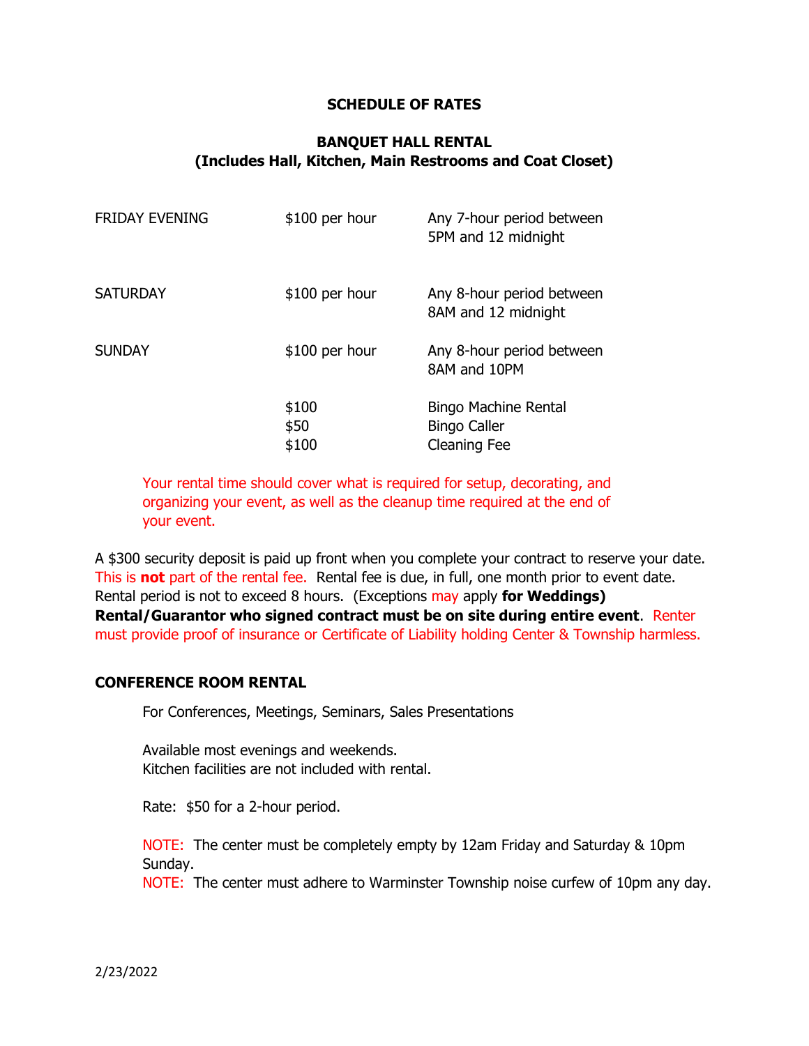**SCHEDULE OF RATES**

**BANQUET HALL RENTAL**
**(Includes Hall, Kitchen, Main Restrooms and Coat Closet)**

| | | |
|---|---|---|
| FRIDAY EVENING | $100 per hour | Any 7-hour period between 5PM and 12 midnight |
| SATURDAY | $100 per hour | Any 8-hour period between 8AM and 12 midnight |
| SUNDAY | $100 per hour | Any 8-hour period between 8AM and 10PM |
| | $100 | Bingo Machine Rental |
| | $50 | Bingo Caller |
| | $100 | Cleaning Fee |

Your rental time should cover what is required for setup, decorating, and organizing your event, as well as the cleanup time required at the end of your event.

A $300 security deposit is paid up front when you complete your contract to reserve your date. This is **not** part of the rental fee. Rental fee is due, in full, one month prior to event date. Rental period is not to exceed 8 hours. (Exceptions may apply **for Weddings)** **Rental/Guarantor who signed contract must be on site during entire event**. Renter must provide proof of insurance or Certificate of Liability holding Center & Township harmless.

**CONFERENCE ROOM RENTAL**

For Conferences, Meetings, Seminars, Sales Presentations

Available most evenings and weekends.
Kitchen facilities are not included with rental.

Rate: $50 for a 2-hour period.

NOTE: The center must be completely empty by 12am Friday and Saturday & 10pm Sunday.
NOTE: The center must adhere to Warminster Township noise curfew of 10pm any day.

2/23/2022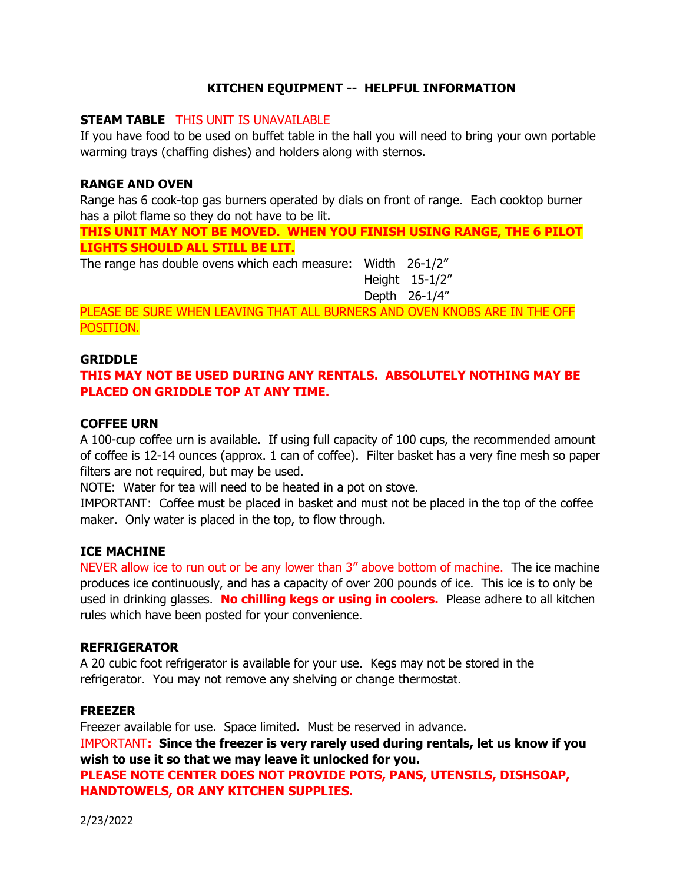## KITCHEN EQUIPMENT -- HELPFUL INFORMATION

**STEAM TABLE** THIS UNIT IS UNAVAILABLE

If you have food to be used on buffet table in the hall you will need to bring your own portable warming trays (chaffing dishes) and holders along with sternos.

**RANGE AND OVEN**

Range has 6 cook-top gas burners operated by dials on front of range. Each cooktop burner has a pilot flame so they do not have to be lit.

**THIS UNIT MAY NOT BE MOVED. WHEN YOU FINISH USING RANGE, THE 6 PILOT LIGHTS SHOULD ALL STILL BE LIT.**

The range has double ovens which each measure:

- Width 26-1/2"
- Height 15-1/2"
- Depth 26-1/4"

PLEASE BE SURE WHEN LEAVING THAT ALL BURNERS AND OVEN KNOBS ARE IN THE OFF POSITION.

**GRIDDLE**

**THIS MAY NOT BE USED DURING ANY RENTALS. ABSOLUTELY NOTHING MAY BE PLACED ON GRIDDLE TOP AT ANY TIME.**

**COFFEE URN**

A 100-cup coffee urn is available. If using full capacity of 100 cups, the recommended amount of coffee is 12-14 ounces (approx. 1 can of coffee). Filter basket has a very fine mesh so paper filters are not required, but may be used.

NOTE: Water for tea will need to be heated in a pot on stove.

IMPORTANT: Coffee must be placed in basket and must not be placed in the top of the coffee maker. Only water is placed in the top, to flow through.

**ICE MACHINE**

NEVER allow ice to run out or be any lower than 3" above bottom of machine. The ice machine produces ice continuously, and has a capacity of over 200 pounds of ice. This ice is to only be used in drinking glasses. **No chilling kegs or using in coolers.** Please adhere to all kitchen rules which have been posted for your convenience.

**REFRIGERATOR**

A 20 cubic foot refrigerator is available for your use. Kegs may not be stored in the refrigerator. You may not remove any shelving or change thermostat.

**FREEZER**

Freezer available for use. Space limited. Must be reserved in advance.

IMPORTANT**: Since the freezer is very rarely used during rentals, let us know if you wish to use it so that we may leave it unlocked for you.**

**PLEASE NOTE CENTER DOES NOT PROVIDE POTS, PANS, UTENSILS, DISHSOAP, HANDTOWELS, OR ANY KITCHEN SUPPLIES.**

2/23/2022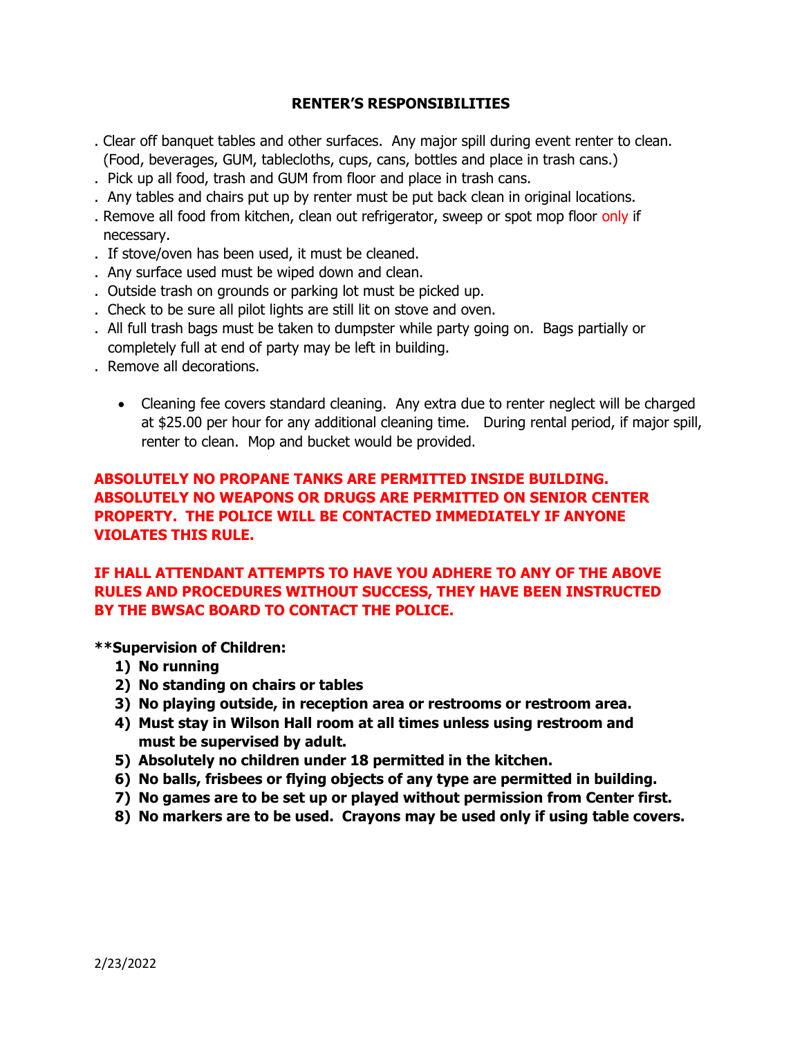## RENTER'S RESPONSIBILITIES

. Clear off banquet tables and other surfaces. Any major spill during event renter to clean. (Food, beverages, GUM, tablecloths, cups, cans, bottles and place in trash cans.)

. Pick up all food, trash and GUM from floor and place in trash cans.

. Any tables and chairs put up by renter must be put back clean in original locations.

. Remove all food from kitchen, clean out refrigerator, sweep or spot mop floor only if necessary.

. If stove/oven has been used, it must be cleaned.

. Any surface used must be wiped down and clean.

. Outside trash on grounds or parking lot must be picked up.

. Check to be sure all pilot lights are still lit on stove and oven.

. All full trash bags must be taken to dumpster while party going on. Bags partially or completely full at end of party may be left in building.

. Remove all decorations.

- Cleaning fee covers standard cleaning. Any extra due to renter neglect will be charged at $25.00 per hour for any additional cleaning time. During rental period, if major spill, renter to clean. Mop and bucket would be provided.

**ABSOLUTELY NO PROPANE TANKS ARE PERMITTED INSIDE BUILDING. ABSOLUTELY NO WEAPONS OR DRUGS ARE PERMITTED ON SENIOR CENTER PROPERTY. THE POLICE WILL BE CONTACTED IMMEDIATELY IF ANYONE VIOLATES THIS RULE.**

**IF HALL ATTENDANT ATTEMPTS TO HAVE YOU ADHERE TO ANY OF THE ABOVE RULES AND PROCEDURES WITHOUT SUCCESS, THEY HAVE BEEN INSTRUCTED BY THE BWSAC BOARD TO CONTACT THE POLICE.**

**\*\*Supervision of Children:**

1) **No running**
2) **No standing on chairs or tables**
3) **No playing outside, in reception area or restrooms or restroom area.**
4) **Must stay in Wilson Hall room at all times unless using restroom and must be supervised by adult.**
5) **Absolutely no children under 18 permitted in the kitchen.**
6) **No balls, frisbees or flying objects of any type are permitted in building.**
7) **No games are to be set up or played without permission from Center first.**
8) **No markers are to be used. Crayons may be used only if using table covers.**

2/23/2022